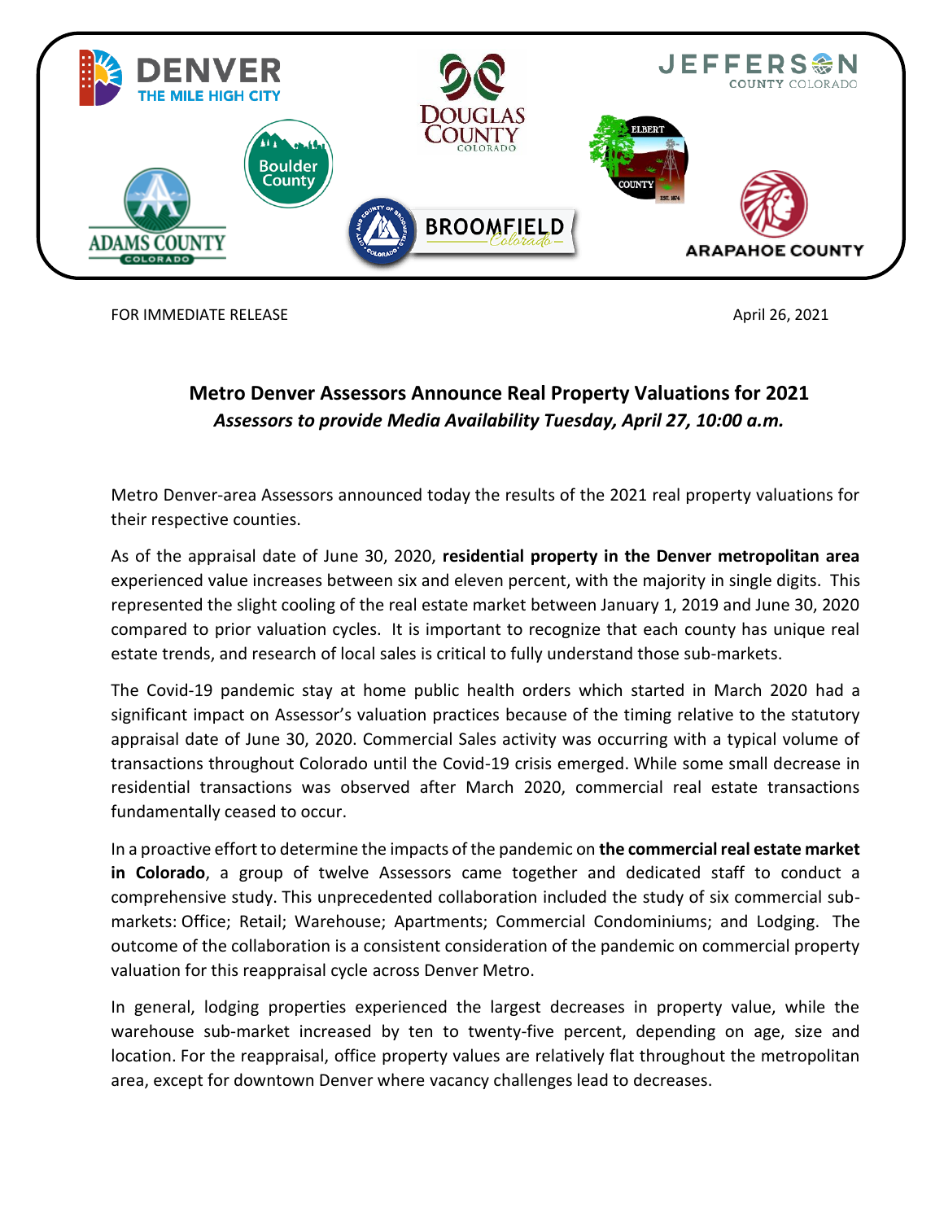FOR IMMEDIATE RELEASE April 26, 2021

# Metro Denver Assessors Announce Real Property Valuations for 2021

***Assessors to provide Media Availability Tuesday, April 27, 10:00 a.m.***

Metro Denver-area Assessors announced today the results of the 2021 real property valuations for their respective counties.

As of the appraisal date of June 30, 2020, **residential property in the Denver metropolitan area** experienced value increases between six and eleven percent, with the majority in single digits. This represented the slight cooling of the real estate market between January 1, 2019 and June 30, 2020 compared to prior valuation cycles. It is important to recognize that each county has unique real estate trends, and research of local sales is critical to fully understand those sub-markets.

The Covid-19 pandemic stay at home public health orders which started in March 2020 had a significant impact on Assessor's valuation practices because of the timing relative to the statutory appraisal date of June 30, 2020. Commercial Sales activity was occurring with a typical volume of transactions throughout Colorado until the Covid-19 crisis emerged. While some small decrease in residential transactions was observed after March 2020, commercial real estate transactions fundamentally ceased to occur.

In a proactive effort to determine the impacts of the pandemic on **the commercial real estate market in Colorado**, a group of twelve Assessors came together and dedicated staff to conduct a comprehensive study. This unprecedented collaboration included the study of six commercial sub-markets: Office; Retail; Warehouse; Apartments; Commercial Condominiums; and Lodging. The outcome of the collaboration is a consistent consideration of the pandemic on commercial property valuation for this reappraisal cycle across Denver Metro.

In general, lodging properties experienced the largest decreases in property value, while the warehouse sub-market increased by ten to twenty-five percent, depending on age, size and location. For the reappraisal, office property values are relatively flat throughout the metropolitan area, except for downtown Denver where vacancy challenges lead to decreases.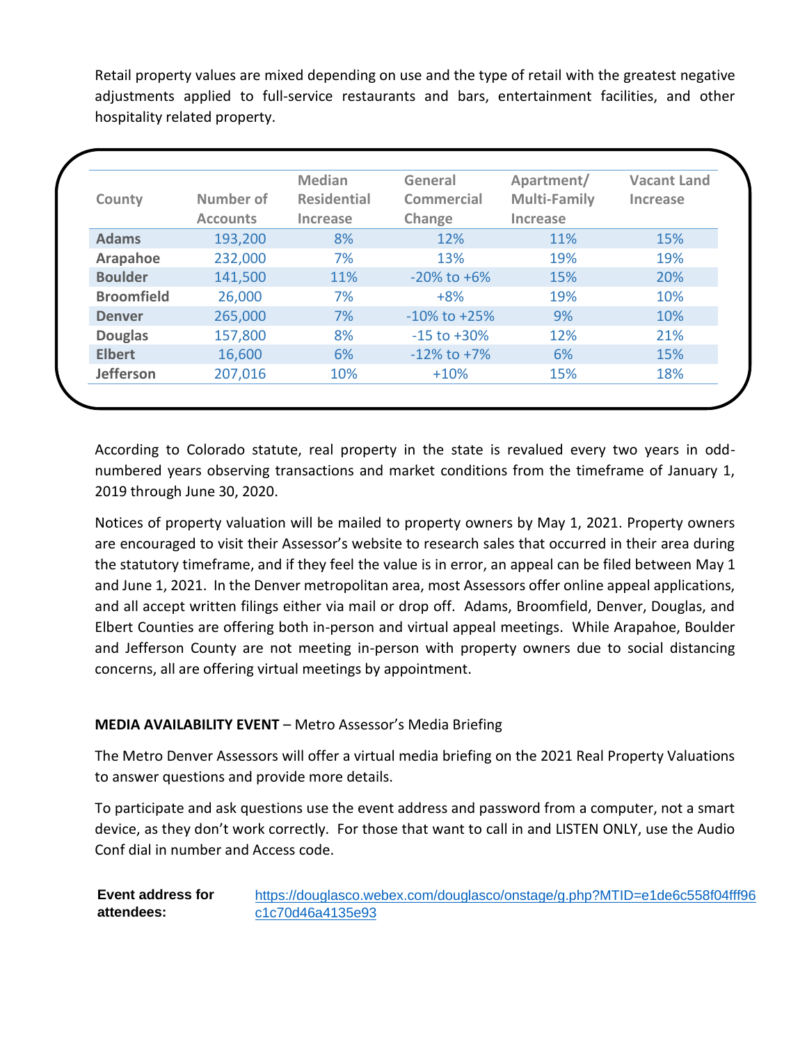Retail property values are mixed depending on use and the type of retail with the greatest negative adjustments applied to full-service restaurants and bars, entertainment facilities, and other hospitality related property.

| County | Number of Accounts | Median Residential Increase | General Commercial Change | Apartment/ Multi-Family Increase | Vacant Land Increase |
|---|---|---|---|---|---|
| **Adams** | 193,200 | 8% | 12% | 11% | 15% |
| **Arapahoe** | 232,000 | 7% | 13% | 19% | 19% |
| **Boulder** | 141,500 | 11% | -20% to +6% | 15% | 20% |
| **Broomfield** | 26,000 | 7% | +8% | 19% | 10% |
| **Denver** | 265,000 | 7% | -10% to +25% | 9% | 10% |
| **Douglas** | 157,800 | 8% | -15 to +30% | 12% | 21% |
| **Elbert** | 16,600 | 6% | -12% to +7% | 6% | 15% |
| **Jefferson** | 207,016 | 10% | +10% | 15% | 18% |

According to Colorado statute, real property in the state is revalued every two years in odd-numbered years observing transactions and market conditions from the timeframe of January 1, 2019 through June 30, 2020.

Notices of property valuation will be mailed to property owners by May 1, 2021. Property owners are encouraged to visit their Assessor's website to research sales that occurred in their area during the statutory timeframe, and if they feel the value is in error, an appeal can be filed between May 1 and June 1, 2021. In the Denver metropolitan area, most Assessors offer online appeal applications, and all accept written filings either via mail or drop off. Adams, Broomfield, Denver, Douglas, and Elbert Counties are offering both in-person and virtual appeal meetings. While Arapahoe, Boulder and Jefferson County are not meeting in-person with property owners due to social distancing concerns, all are offering virtual meetings by appointment.

**MEDIA AVAILABILITY EVENT** – Metro Assessor's Media Briefing

The Metro Denver Assessors will offer a virtual media briefing on the 2021 Real Property Valuations to answer questions and provide more details.

To participate and ask questions use the event address and password from a computer, not a smart device, as they don't work correctly. For those that want to call in and LISTEN ONLY, use the Audio Conf dial in number and Access code.

**Event address for attendees:** https://douglasco.webex.com/douglasco/onstage/g.php?MTID=e1de6c558f04fff96c1c70d46a4135e93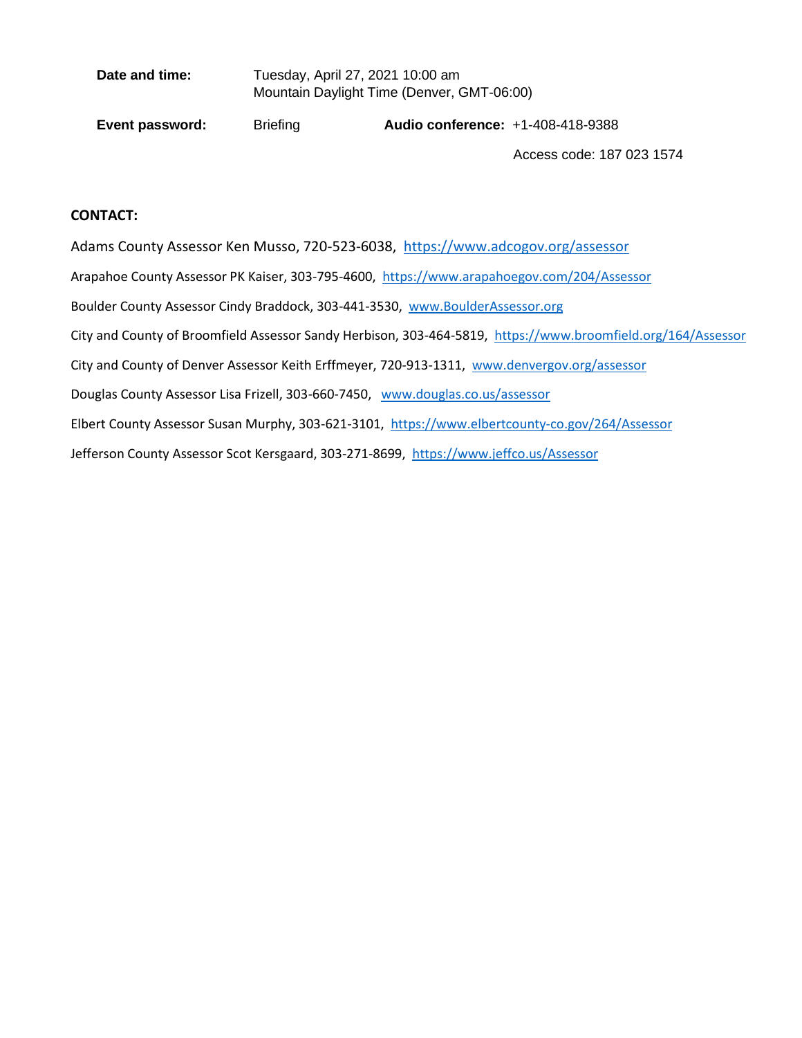| | | | |
|---|---|---|---|
| **Date and time:** | Tuesday, April 27, 2021 10:00 am<br>Mountain Daylight Time (Denver, GMT-06:00) | | |
| **Event password:** | Briefing | **Audio conference:** | +1-408-418-9388<br>Access code: 187 023 1574 |

**CONTACT:**

Adams County Assessor Ken Musso, 720-523-6038, https://www.adcogov.org/assessor

Arapahoe County Assessor PK Kaiser, 303-795-4600, https://www.arapahoegov.com/204/Assessor

Boulder County Assessor Cindy Braddock, 303-441-3530, www.BoulderAssessor.org

City and County of Broomfield Assessor Sandy Herbison, 303-464-5819, https://www.broomfield.org/164/Assessor

City and County of Denver Assessor Keith Erffmeyer, 720-913-1311, www.denvergov.org/assessor

Douglas County Assessor Lisa Frizell, 303-660-7450, www.douglas.co.us/assessor

Elbert County Assessor Susan Murphy, 303-621-3101, https://www.elbertcounty-co.gov/264/Assessor

Jefferson County Assessor Scot Kersgaard, 303-271-8699, https://www.jeffco.us/Assessor